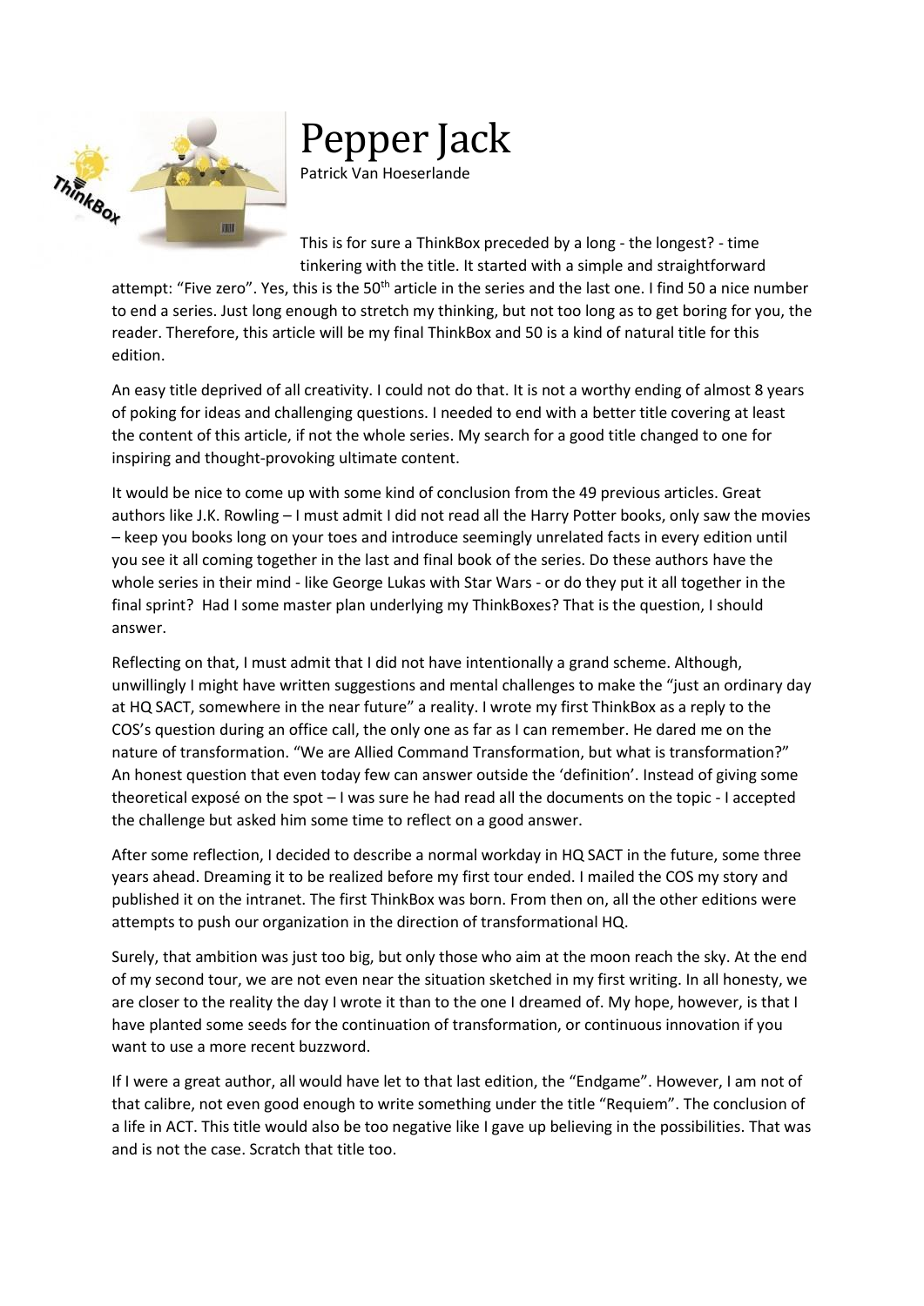# Pepper Jack

Patrick Van Hoeserlande

This is for sure a ThinkBox preceded by a long - the longest? - time tinkering with the title. It started with a simple and straightforward attempt: “Five zero”. Yes, this is the 50th article in the series and the last one. I find 50 a nice number to end a series. Just long enough to stretch my thinking, but not too long as to get boring for you, the reader. Therefore, this article will be my final ThinkBox and 50 is a kind of natural title for this edition.

An easy title deprived of all creativity. I could not do that. It is not a worthy ending of almost 8 years of poking for ideas and challenging questions. I needed to end with a better title covering at least the content of this article, if not the whole series. My search for a good title changed to one for inspiring and thought-provoking ultimate content.

It would be nice to come up with some kind of conclusion from the 49 previous articles. Great authors like J.K. Rowling – I must admit I did not read all the Harry Potter books, only saw the movies – keep you books long on your toes and introduce seemingly unrelated facts in every edition until you see it all coming together in the last and final book of the series. Do these authors have the whole series in their mind - like George Lukas with Star Wars - or do they put it all together in the final sprint? Had I some master plan underlying my ThinkBoxes? That is the question, I should answer.

Reflecting on that, I must admit that I did not have intentionally a grand scheme. Although, unwillingly I might have written suggestions and mental challenges to make the “just an ordinary day at HQ SACT, somewhere in the near future” a reality. I wrote my first ThinkBox as a reply to the COS’s question during an office call, the only one as far as I can remember. He dared me on the nature of transformation. “We are Allied Command Transformation, but what is transformation?” An honest question that even today few can answer outside the ‘definition’. Instead of giving some theoretical exposé on the spot – I was sure he had read all the documents on the topic - I accepted the challenge but asked him some time to reflect on a good answer.

After some reflection, I decided to describe a normal workday in HQ SACT in the future, some three years ahead. Dreaming it to be realized before my first tour ended. I mailed the COS my story and published it on the intranet. The first ThinkBox was born. From then on, all the other editions were attempts to push our organization in the direction of transformational HQ.

Surely, that ambition was just too big, but only those who aim at the moon reach the sky. At the end of my second tour, we are not even near the situation sketched in my first writing. In all honesty, we are closer to the reality the day I wrote it than to the one I dreamed of. My hope, however, is that I have planted some seeds for the continuation of transformation, or continuous innovation if you want to use a more recent buzzword.

If I were a great author, all would have let to that last edition, the “Endgame”. However, I am not of that calibre, not even good enough to write something under the title “Requiem”. The conclusion of a life in ACT. This title would also be too negative like I gave up believing in the possibilities. That was and is not the case. Scratch that title too.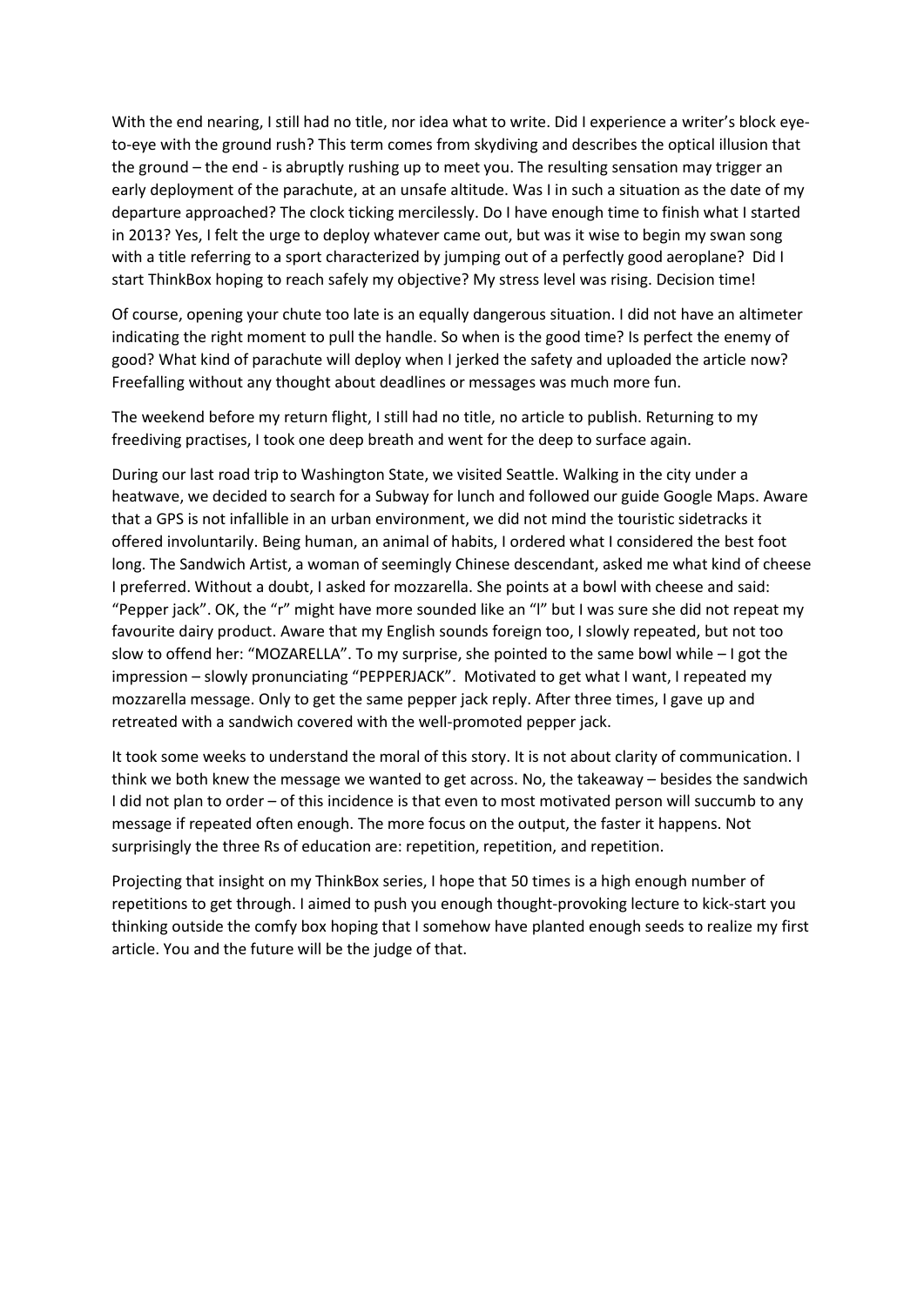With the end nearing, I still had no title, nor idea what to write. Did I experience a writer's block eye-to-eye with the ground rush? This term comes from skydiving and describes the optical illusion that the ground – the end - is abruptly rushing up to meet you. The resulting sensation may trigger an early deployment of the parachute, at an unsafe altitude. Was I in such a situation as the date of my departure approached? The clock ticking mercilessly. Do I have enough time to finish what I started in 2013? Yes, I felt the urge to deploy whatever came out, but was it wise to begin my swan song with a title referring to a sport characterized by jumping out of a perfectly good aeroplane? Did I start ThinkBox hoping to reach safely my objective? My stress level was rising. Decision time!

Of course, opening your chute too late is an equally dangerous situation. I did not have an altimeter indicating the right moment to pull the handle. So when is the good time? Is perfect the enemy of good? What kind of parachute will deploy when I jerked the safety and uploaded the article now? Freefalling without any thought about deadlines or messages was much more fun.

The weekend before my return flight, I still had no title, no article to publish. Returning to my freediving practises, I took one deep breath and went for the deep to surface again.

During our last road trip to Washington State, we visited Seattle. Walking in the city under a heatwave, we decided to search for a Subway for lunch and followed our guide Google Maps. Aware that a GPS is not infallible in an urban environment, we did not mind the touristic sidetracks it offered involuntarily. Being human, an animal of habits, I ordered what I considered the best foot long. The Sandwich Artist, a woman of seemingly Chinese descendant, asked me what kind of cheese I preferred. Without a doubt, I asked for mozzarella. She points at a bowl with cheese and said: "Pepper jack". OK, the "r" might have more sounded like an "l" but I was sure she did not repeat my favourite dairy product. Aware that my English sounds foreign too, I slowly repeated, but not too slow to offend her: "MOZARELLA". To my surprise, she pointed to the same bowl while – I got the impression – slowly pronunciating "PEPPERJACK". Motivated to get what I want, I repeated my mozzarella message. Only to get the same pepper jack reply. After three times, I gave up and retreated with a sandwich covered with the well-promoted pepper jack.

It took some weeks to understand the moral of this story. It is not about clarity of communication. I think we both knew the message we wanted to get across. No, the takeaway – besides the sandwich I did not plan to order – of this incidence is that even to most motivated person will succumb to any message if repeated often enough. The more focus on the output, the faster it happens. Not surprisingly the three Rs of education are: repetition, repetition, and repetition.

Projecting that insight on my ThinkBox series, I hope that 50 times is a high enough number of repetitions to get through. I aimed to push you enough thought-provoking lecture to kick-start you thinking outside the comfy box hoping that I somehow have planted enough seeds to realize my first article. You and the future will be the judge of that.